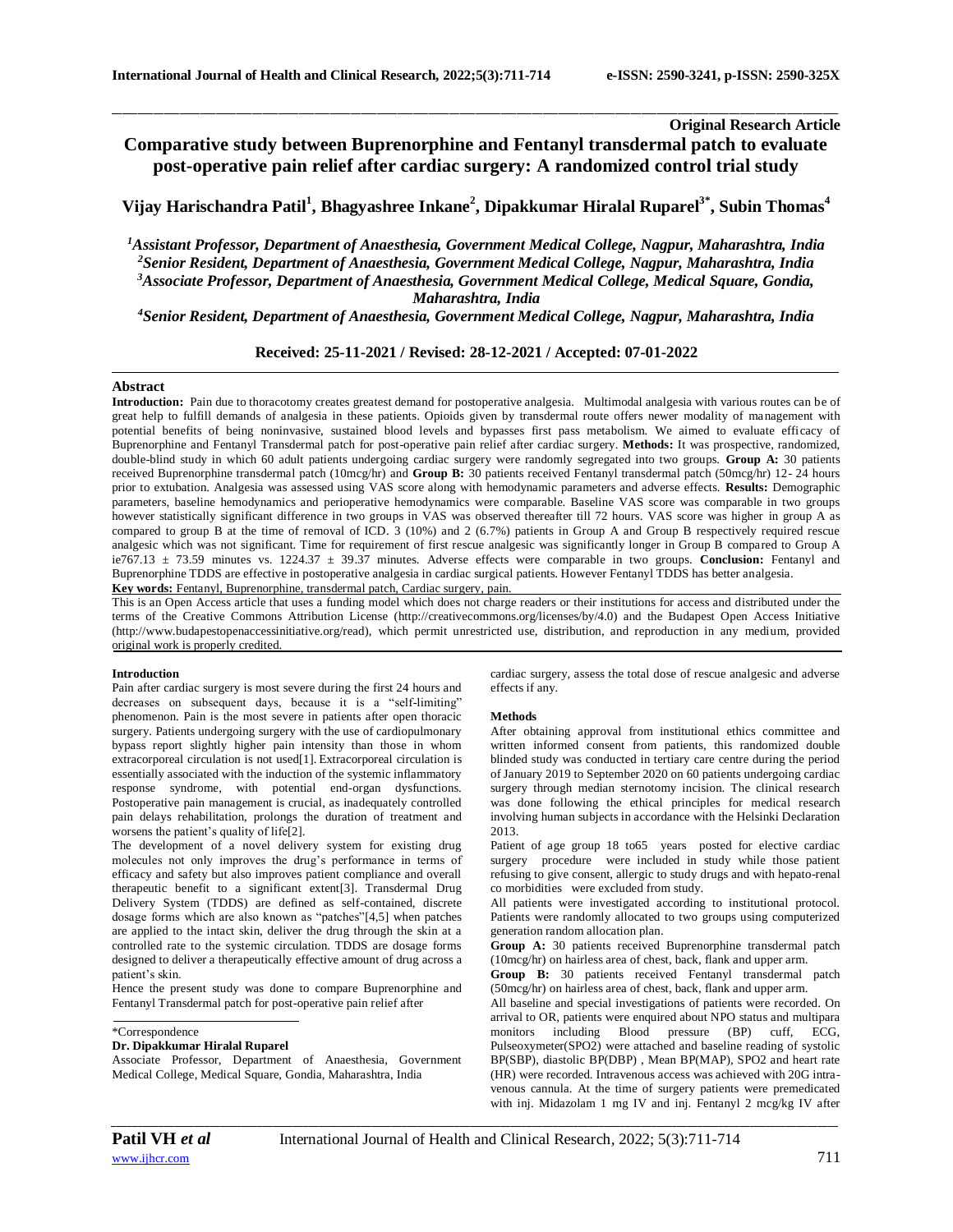**Original Research Article**

# Comparative study between Buprenorphine and Fentanyl transdermal patch to evaluate post-operative pain relief after cardiac surgery: A randomized control trial study

**Vijay Harischandra Patil[1], Bhagyashree Inkane[2], Dipakkumar Hiralal Ruparel[3*], Subin Thomas[4]**

*[1]Assistant Professor, Department of Anaesthesia, Government Medical College, Nagpur, Maharashtra, India*
*[2]Senior Resident, Department of Anaesthesia, Government Medical College, Nagpur, Maharashtra, India*
*[3]Associate Professor, Department of Anaesthesia, Government Medical College, Medical Square, Gondia, Maharashtra, India*
*[4]Senior Resident, Department of Anaesthesia, Government Medical College, Nagpur, Maharashtra, India*

**Received: 25-11-2021 / Revised: 28-12-2021 / Accepted: 07-01-2022**

## Abstract

**Introduction:** Pain due to thoracotomy creates greatest demand for postoperative analgesia. Multimodal analgesia with various routes can be of great help to fulfill demands of analgesia in these patients. Opioids given by transdermal route offers newer modality of management with potential benefits of being noninvasive, sustained blood levels and bypasses first pass metabolism. We aimed to evaluate efficacy of Buprenorphine and Fentanyl Transdermal patch for post-operative pain relief after cardiac surgery. **Methods:** It was prospective, randomized, double-blind study in which 60 adult patients undergoing cardiac surgery were randomly segregated into two groups. **Group A:** 30 patients received Buprenorphine transdermal patch (10mcg/hr) and **Group B:** 30 patients received Fentanyl transdermal patch (50mcg/hr) 12- 24 hours prior to extubation. Analgesia was assessed using VAS score along with hemodynamic parameters and adverse effects. **Results:** Demographic parameters, baseline hemodynamics and perioperative hemodynamics were comparable. Baseline VAS score was comparable in two groups however statistically significant difference in two groups in VAS was observed thereafter till 72 hours. VAS score was higher in group A as compared to group B at the time of removal of ICD. 3 (10%) and 2 (6.7%) patients in Group A and Group B respectively required rescue analgesic which was not significant. Time for requirement of first rescue analgesic was significantly longer in Group B compared to Group A ie767.13 ± 73.59 minutes vs. 1224.37 ± 39.37 minutes. Adverse effects were comparable in two groups. **Conclusion:** Fentanyl and Buprenorphine TDDS are effective in postoperative analgesia in cardiac surgical patients. However Fentanyl TDDS has better analgesia.

**Key words:** Fentanyl, Buprenorphine, transdermal patch, Cardiac surgery, pain.

This is an Open Access article that uses a funding model which does not charge readers or their institutions for access and distributed under the terms of the Creative Commons Attribution License (http://creativecommons.org/licenses/by/4.0) and the Budapest Open Access Initiative (http://www.budapestopenaccessinitiative.org/read), which permit unrestricted use, distribution, and reproduction in any medium, provided original work is properly credited.

## Introduction

Pain after cardiac surgery is most severe during the first 24 hours and decreases on subsequent days, because it is a "self-limiting" phenomenon. Pain is the most severe in patients after open thoracic surgery. Patients undergoing surgery with the use of cardiopulmonary bypass report slightly higher pain intensity than those in whom extracorporeal circulation is not used[1]. Extracorporeal circulation is essentially associated with the induction of the systemic inflammatory response syndrome, with potential end-organ dysfunctions. Postoperative pain management is crucial, as inadequately controlled pain delays rehabilitation, prolongs the duration of treatment and worsens the patient's quality of life[2].

The development of a novel delivery system for existing drug molecules not only improves the drug's performance in terms of efficacy and safety but also improves patient compliance and overall therapeutic benefit to a significant extent[3]. Transdermal Drug Delivery System (TDDS) are defined as self-contained, discrete dosage forms which are also known as "patches"[4,5] when patches are applied to the intact skin, deliver the drug through the skin at a controlled rate to the systemic circulation. TDDS are dosage forms designed to deliver a therapeutically effective amount of drug across a patient's skin.

Hence the present study was done to compare Buprenorphine and Fentanyl Transdermal patch for post-operative pain relief after cardiac surgery, assess the total dose of rescue analgesic and adverse effects if any.

\*Correspondence

**Dr. Dipakkumar Hiralal Ruparel**

Associate Professor, Department of Anaesthesia, Government Medical College, Medical Square, Gondia, Maharashtra, India

## Methods

After obtaining approval from institutional ethics committee and written informed consent from patients, this randomized double blinded study was conducted in tertiary care centre during the period of January 2019 to September 2020 on 60 patients undergoing cardiac surgery through median sternotomy incision. The clinical research was done following the ethical principles for medical research involving human subjects in accordance with the Helsinki Declaration 2013.

Patient of age group 18 to65 years posted for elective cardiac surgery procedure were included in study while those patient refusing to give consent, allergic to study drugs and with hepato-renal co morbidities were excluded from study.

All patients were investigated according to institutional protocol. Patients were randomly allocated to two groups using computerized generation random allocation plan.

**Group A:** 30 patients received Buprenorphine transdermal patch (10mcg/hr) on hairless area of chest, back, flank and upper arm.

**Group B:** 30 patients received Fentanyl transdermal patch (50mcg/hr) on hairless area of chest, back, flank and upper arm.

All baseline and special investigations of patients were recorded. On arrival to OR, patients were enquired about NPO status and multipara monitors including Blood pressure (BP) cuff, ECG, Pulseoxymeter(SPO2) were attached and baseline reading of systolic BP(SBP), diastolic BP(DBP) , Mean BP(MAP), SPO2 and heart rate (HR) were recorded. Intravenous access was achieved with 20G intra-venous cannula. At the time of surgery patients were premedicated with inj. Midazolam 1 mg IV and inj. Fentanyl 2 mcg/kg IV after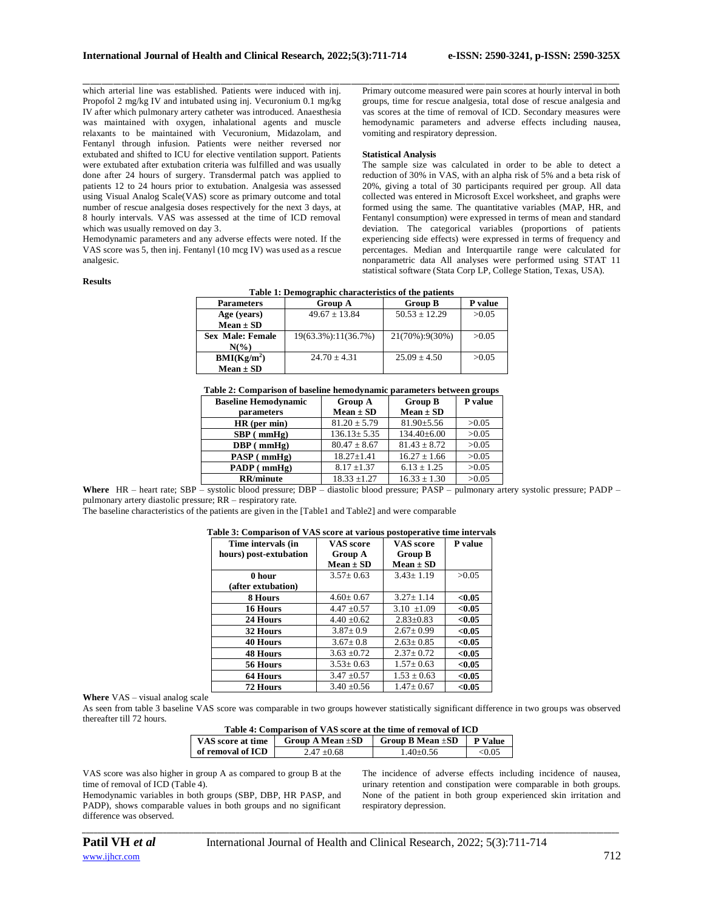which arterial line was established. Patients were induced with inj. Propofol 2 mg/kg IV and intubated using inj. Vecuronium 0.1 mg/kg IV after which pulmonary artery catheter was introduced. Anaesthesia was maintained with oxygen, inhalational agents and muscle relaxants to be maintained with Vecuronium, Midazolam, and Fentanyl through infusion. Patients were neither reversed nor extubated and shifted to ICU for elective ventilation support. Patients were extubated after extubation criteria was fulfilled and was usually done after 24 hours of surgery. Transdermal patch was applied to patients 12 to 24 hours prior to extubation. Analgesia was assessed using Visual Analog Scale(VAS) score as primary outcome and total number of rescue analgesia doses respectively for the next 3 days, at 8 hourly intervals. VAS was assessed at the time of ICD removal which was usually removed on day 3.

Hemodynamic parameters and any adverse effects were noted. If the VAS score was 5, then inj. Fentanyl (10 mcg IV) was used as a rescue analgesic.

Primary outcome measured were pain scores at hourly interval in both groups, time for rescue analgesia, total dose of rescue analgesia and vas scores at the time of removal of ICD. Secondary measures were hemodynamic parameters and adverse effects including nausea, vomiting and respiratory depression.

### Statistical Analysis

The sample size was calculated in order to be able to detect a reduction of 30% in VAS, with an alpha risk of 5% and a beta risk of 20%, giving a total of 30 participants required per group. All data collected was entered in Microsoft Excel worksheet, and graphs were formed using the same. The quantitative variables (MAP, HR, and Fentanyl consumption) were expressed in terms of mean and standard deviation. The categorical variables (proportions of patients experiencing side effects) were expressed in terms of frequency and percentages. Median and Interquartile range were calculated for nonparametric data All analyses were performed using STAT 11 statistical software (Stata Corp LP, College Station, Texas, USA).

## Results

**Table 1: Demographic characteristics of the patients**

| Parameters | Group A | Group B | P value |
|---|---|---|---|
| Age (years) Mean ± SD | 49.67 ± 13.84 | 50.53 ± 12.29 | >0.05 |
| Sex Male: Female N(%) | 19(63.3%):11(36.7%) | 21(70%):9(30%) | >0.05 |
| BMI($Kg/m^2$) Mean ± SD | 24.70 ± 4.31 | 25.09 ± 4.50 | >0.05 |

**Table 2: Comparison of baseline hemodynamic parameters between groups**

| Baseline Hemodynamic parameters | Group A Mean ± SD | Group B Mean ± SD | P value |
|---|---|---|---|
| HR (per min) | 81.20 ± 5.79 | 81.90±5.56 | >0.05 |
| SBP ( mmHg) | 136.13± 5.35 | 134.40±6.00 | >0.05 |
| DBP ( mmHg) | 80.47 ± 8.67 | 81.43 ± 8.72 | >0.05 |
| PASP ( mmHg) | 18.27±1.41 | 16.27 ± 1.66 | >0.05 |
| PADP ( mmHg) | 8.17 ±1.37 | 6.13 ± 1.25 | >0.05 |
| RR/minute | 18.33 ±1.27 | 16.33 ± 1.30 | >0.05 |

**Where** HR – heart rate; SBP – systolic blood pressure; DBP – diastolic blood pressure; PASP – pulmonary artery systolic pressure; PADP – pulmonary artery diastolic pressure; RR – respiratory rate.

The baseline characteristics of the patients are given in the [Table1 and Table2] and were comparable

**Table 3: Comparison of VAS score at various postoperative time intervals**

| Time intervals (in hours) post-extubation | VAS score Group A Mean ± SD | VAS score Group B Mean ± SD | P value |
|---|---|---|---|
| 0 hour (after extubation) | 3.57± 0.63 | 3.43± 1.19 | >0.05 |
| 8 Hours | 4.60± 0.67 | 3.27± 1.14 | **<0.05** |
| 16 Hours | 4.47 ±0.57 | 3.10 ±1.09 | **<0.05** |
| 24 Hours | 4.40 ±0.62 | 2.83±0.83 | **<0.05** |
| 32 Hours | 3.87± 0.9 | 2.67± 0.99 | **<0.05** |
| 40 Hours | 3.67± 0.8 | 2.63± 0.85 | **<0.05** |
| 48 Hours | 3.63 ±0.72 | 2.37± 0.72 | **<0.05** |
| 56 Hours | 3.53± 0.63 | 1.57± 0.63 | **<0.05** |
| 64 Hours | 3.47 ±0.57 | 1.53 ± 0.63 | **<0.05** |
| 72 Hours | 3.40 ±0.56 | 1.47± 0.67 | **<0.05** |

**Where** VAS – visual analog scale

As seen from table 3 baseline VAS score was comparable in two groups however statistically significant difference in two groups was observed thereafter till 72 hours.

**Table 4: Comparison of VAS score at the time of removal of ICD**

| VAS score at time of removal of ICD | Group A Mean ±SD | Group B Mean ±SD | P Value |
|---|---|---|---|
| | 2.47 ±0.68 | 1.40±0.56 | <0.05 |

VAS score was also higher in group A as compared to group B at the time of removal of ICD (Table 4).

Hemodynamic variables in both groups (SBP, DBP, HR PASP, and PADP), shows comparable values in both groups and no significant difference was observed.

The incidence of adverse effects including incidence of nausea, urinary retention and constipation were comparable in both groups. None of the patient in both group experienced skin irritation and respiratory depression.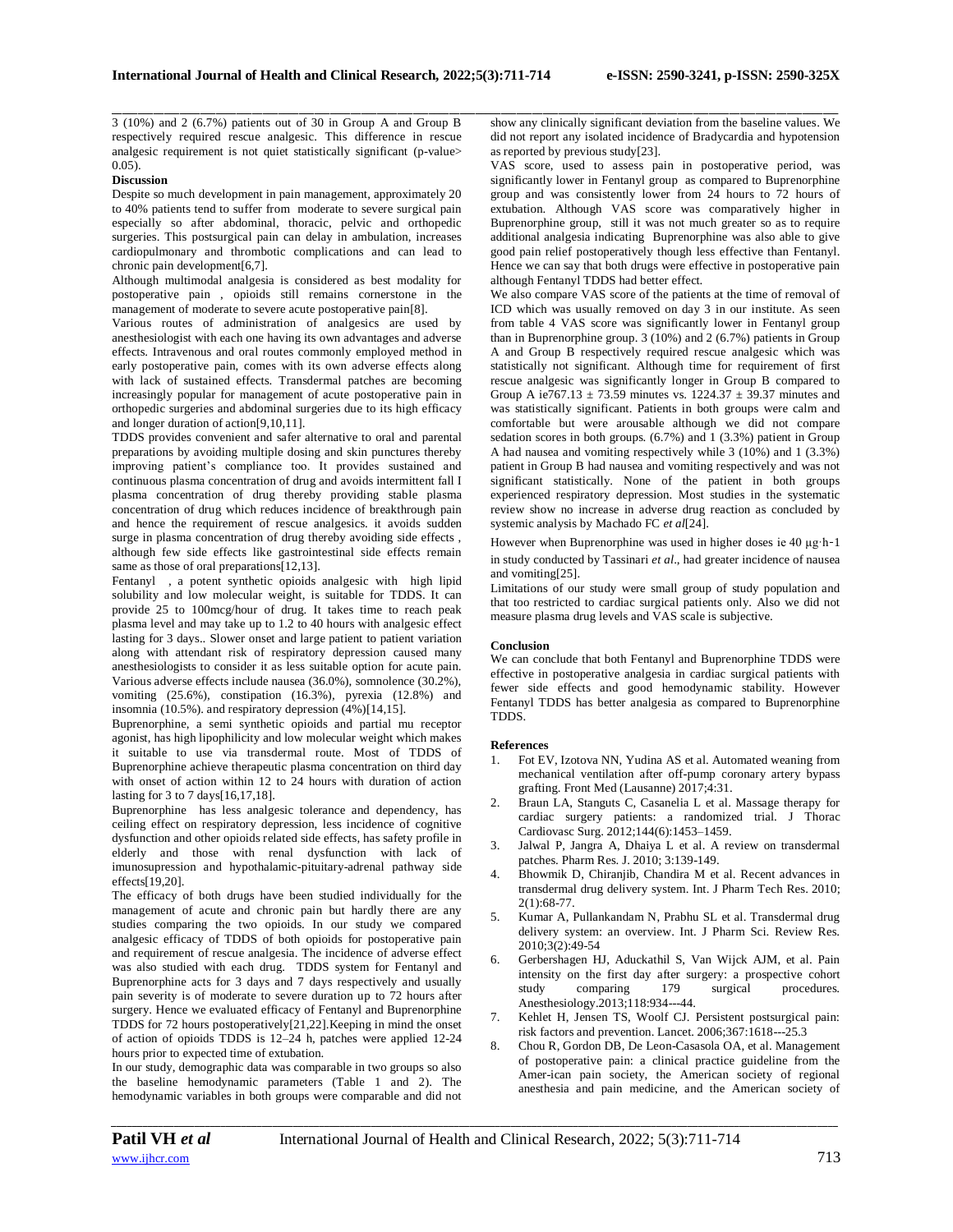3 (10%) and 2 (6.7%) patients out of 30 in Group A and Group B respectively required rescue analgesic. This difference in rescue analgesic requirement is not quiet statistically significant (p-value> 0.05).

**Discussion**

Despite so much development in pain management, approximately 20 to 40% patients tend to suffer from moderate to severe surgical pain especially so after abdominal, thoracic, pelvic and orthopedic surgeries. This postsurgical pain can delay in ambulation, increases cardiopulmonary and thrombotic complications and can lead to chronic pain development[6,7].

Although multimodal analgesia is considered as best modality for postoperative pain , opioids still remains cornerstone in the management of moderate to severe acute postoperative pain[8].

Various routes of administration of analgesics are used by anesthesiologist with each one having its own advantages and adverse effects. Intravenous and oral routes commonly employed method in early postoperative pain, comes with its own adverse effects along with lack of sustained effects. Transdermal patches are becoming increasingly popular for management of acute postoperative pain in orthopedic surgeries and abdominal surgeries due to its high efficacy and longer duration of action[9,10,11].

TDDS provides convenient and safer alternative to oral and parental preparations by avoiding multiple dosing and skin punctures thereby improving patient's compliance too. It provides sustained and continuous plasma concentration of drug and avoids intermittent fall I plasma concentration of drug thereby providing stable plasma concentration of drug which reduces incidence of breakthrough pain and hence the requirement of rescue analgesics. it avoids sudden surge in plasma concentration of drug thereby avoiding side effects , although few side effects like gastrointestinal side effects remain same as those of oral preparations[12,13].

Fentanyl , a potent synthetic opioids analgesic with high lipid solubility and low molecular weight, is suitable for TDDS. It can provide 25 to 100mcg/hour of drug. It takes time to reach peak plasma level and may take up to 1.2 to 40 hours with analgesic effect lasting for 3 days.. Slower onset and large patient to patient variation along with attendant risk of respiratory depression caused many anesthesiologists to consider it as less suitable option for acute pain. Various adverse effects include nausea (36.0%), somnolence (30.2%), vomiting (25.6%), constipation (16.3%), pyrexia (12.8%) and insomnia (10.5%). and respiratory depression (4%)[14,15].

Buprenorphine, a semi synthetic opioids and partial mu receptor agonist, has high lipophilicity and low molecular weight which makes it suitable to use via transdermal route. Most of TDDS of Buprenorphine achieve therapeutic plasma concentration on third day with onset of action within 12 to 24 hours with duration of action lasting for 3 to 7 days[16,17,18].

Buprenorphine has less analgesic tolerance and dependency, has ceiling effect on respiratory depression, less incidence of cognitive dysfunction and other opioids related side effects, has safety profile in elderly and those with renal dysfunction with lack of imunosupression and hypothalamic-pituitary-adrenal pathway side effects[19,20].

The efficacy of both drugs have been studied individually for the management of acute and chronic pain but hardly there are any studies comparing the two opioids. In our study we compared analgesic efficacy of TDDS of both opioids for postoperative pain and requirement of rescue analgesia. The incidence of adverse effect was also studied with each drug. TDDS system for Fentanyl and Buprenorphine acts for 3 days and 7 days respectively and usually pain severity is of moderate to severe duration up to 72 hours after surgery. Hence we evaluated efficacy of Fentanyl and Buprenorphine TDDS for 72 hours postoperatively[21,22].Keeping in mind the onset of action of opioids TDDS is 12–24 h, patches were applied 12-24 hours prior to expected time of extubation.

In our study, demographic data was comparable in two groups so also the baseline hemodynamic parameters (Table 1 and 2). The hemodynamic variables in both groups were comparable and did not show any clinically significant deviation from the baseline values. We did not report any isolated incidence of Bradycardia and hypotension as reported by previous study[23].

VAS score, used to assess pain in postoperative period, was significantly lower in Fentanyl group as compared to Buprenorphine group and was consistently lower from 24 hours to 72 hours of extubation. Although VAS score was comparatively higher in Buprenorphine group, still it was not much greater so as to require additional analgesia indicating Buprenorphine was also able to give good pain relief postoperatively though less effective than Fentanyl. Hence we can say that both drugs were effective in postoperative pain although Fentanyl TDDS had better effect.

We also compare VAS score of the patients at the time of removal of ICD which was usually removed on day 3 in our institute. As seen from table 4 VAS score was significantly lower in Fentanyl group than in Buprenorphine group. 3 (10%) and 2 (6.7%) patients in Group A and Group B respectively required rescue analgesic which was statistically not significant. Although time for requirement of first rescue analgesic was significantly longer in Group B compared to Group A ie767.13 ± 73.59 minutes vs. 1224.37 ± 39.37 minutes and was statistically significant. Patients in both groups were calm and comfortable but were arousable although we did not compare sedation scores in both groups. (6.7%) and 1 (3.3%) patient in Group A had nausea and vomiting respectively while 3 (10%) and 1 (3.3%) patient in Group B had nausea and vomiting respectively and was not significant statistically. None of the patient in both groups experienced respiratory depression. Most studies in the systematic review show no increase in adverse drug reaction as concluded by systemic analysis by Machado FC *et al*[24].

However when Buprenorphine was used in higher doses ie 40 μg·h-1 in study conducted by Tassinari *et al*., had greater incidence of nausea and vomiting[25].

Limitations of our study were small group of study population and that too restricted to cardiac surgical patients only. Also we did not measure plasma drug levels and VAS scale is subjective.

**Conclusion**

We can conclude that both Fentanyl and Buprenorphine TDDS were effective in postoperative analgesia in cardiac surgical patients with fewer side effects and good hemodynamic stability. However Fentanyl TDDS has better analgesia as compared to Buprenorphine TDDS.

**References**

1. Fot EV, Izotova NN, Yudina AS et al. Automated weaning from mechanical ventilation after off-pump coronary artery bypass grafting. Front Med (Lausanne) 2017;4:31.
2. Braun LA, Stanguts C, Casanelia L et al. Massage therapy for cardiac surgery patients: a randomized trial. J Thorac Cardiovasc Surg. 2012;144(6):1453–1459.
3. Jalwal P, Jangra A, Dhaiya L et al. A review on transdermal patches. Pharm Res. J. 2010; 3:139-149.
4. Bhowmik D, Chiranjib, Chandira M et al. Recent advances in transdermal drug delivery system. Int. J Pharm Tech Res. 2010; 2(1):68-77.
5. Kumar A, Pullankandam N, Prabhu SL et al. Transdermal drug delivery system: an overview. Int. J Pharm Sci. Review Res. 2010;3(2):49-54
6. Gerbershagen HJ, Aduckathil S, Van Wijck AJM, et al. Pain intensity on the first day after surgery: a prospective cohort study comparing 179 surgical procedures. Anesthesiology.2013;118:934---44.
7. Kehlet H, Jensen TS, Woolf CJ. Persistent postsurgical pain: risk factors and prevention. Lancet. 2006;367:1618---25.3
8. Chou R, Gordon DB, De Leon-Casasola OA, et al. Management of postoperative pain: a clinical practice guideline from the Amer-ican pain society, the American society of regional anesthesia and pain medicine, and the American society of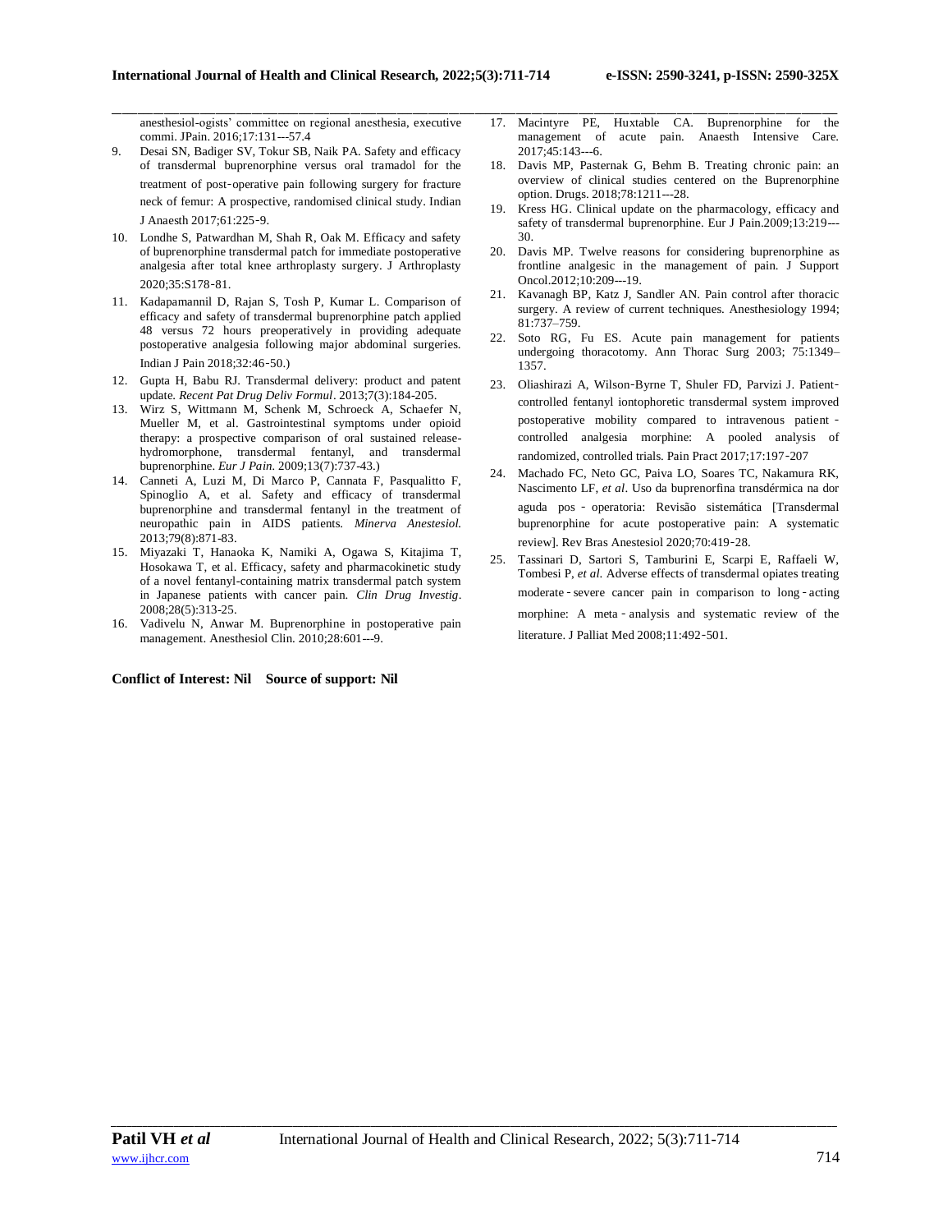anesthesiol-ogists' committee on regional anesthesia, executive commi. JPain. 2016;17:131---57.4

9. Desai SN, Badiger SV, Tokur SB, Naik PA. Safety and efficacy of transdermal buprenorphine versus oral tramadol for the treatment of post-operative pain following surgery for fracture neck of femur: A prospective, randomised clinical study. Indian J Anaesth 2017;61:225-9.
10. Londhe S, Patwardhan M, Shah R, Oak M. Efficacy and safety of buprenorphine transdermal patch for immediate postoperative analgesia after total knee arthroplasty surgery. J Arthroplasty 2020;35:S178-81.
11. Kadapamannil D, Rajan S, Tosh P, Kumar L. Comparison of efficacy and safety of transdermal buprenorphine patch applied 48 versus 72 hours preoperatively in providing adequate postoperative analgesia following major abdominal surgeries. Indian J Pain 2018;32:46-50.)
12. Gupta H, Babu RJ. Transdermal delivery: product and patent update. *Recent Pat Drug Deliv Formul*. 2013;7(3):184-205.
13. Wirz S, Wittmann M, Schenk M, Schroeck A, Schaefer N, Mueller M, et al. Gastrointestinal symptoms under opioid therapy: a prospective comparison of oral sustained release-hydromorphone, transdermal fentanyl, and transdermal buprenorphine. *Eur J Pain*. 2009;13(7):737-43.)
14. Canneti A, Luzi M, Di Marco P, Cannata F, Pasqualitto F, Spinoglio A, et al. Safety and efficacy of transdermal buprenorphine and transdermal fentanyl in the treatment of neuropathic pain in AIDS patients. *Minerva Anestesiol.* 2013;79(8):871-83.
15. Miyazaki T, Hanaoka K, Namiki A, Ogawa S, Kitajima T, Hosokawa T, et al. Efficacy, safety and pharmacokinetic study of a novel fentanyl-containing matrix transdermal patch system in Japanese patients with cancer pain. *Clin Drug Investig*. 2008;28(5):313-25.
16. Vadivelu N, Anwar M. Buprenorphine in postoperative pain management. Anesthesiol Clin. 2010;28:601---9.
17. Macintyre PE, Huxtable CA. Buprenorphine for the management of acute pain. Anaesth Intensive Care. 2017;45:143---6.
18. Davis MP, Pasternak G, Behm B. Treating chronic pain: an overview of clinical studies centered on the Buprenorphine option. Drugs. 2018;78:1211---28.
19. Kress HG. Clinical update on the pharmacology, efficacy and safety of transdermal buprenorphine. Eur J Pain.2009;13:219---30.
20. Davis MP. Twelve reasons for considering buprenorphine as frontline analgesic in the management of pain. J Support Oncol.2012;10:209---19.
21. Kavanagh BP, Katz J, Sandler AN. Pain control after thoracic surgery. A review of current techniques. Anesthesiology 1994; 81:737–759.
22. Soto RG, Fu ES. Acute pain management for patients undergoing thoracotomy. Ann Thorac Surg 2003; 75:1349–1357.
23. Oliashirazi A, Wilson-Byrne T, Shuler FD, Parvizi J. Patient-controlled fentanyl iontophoretic transdermal system improved postoperative mobility compared to intravenous patient-controlled analgesia morphine: A pooled analysis of randomized, controlled trials. Pain Pract 2017;17:197-207
24. Machado FC, Neto GC, Paiva LO, Soares TC, Nakamura RK, Nascimento LF, *et al*. Uso da buprenorfina transdérmica na dor aguda pos‑operatoria: Revisão sistemática [Transdermal buprenorphine for acute postoperative pain: A systematic review]. Rev Bras Anestesiol 2020;70:419-28.
25. Tassinari D, Sartori S, Tamburini E, Scarpi E, Raffaeli W, Tombesi P, *et al*. Adverse effects of transdermal opiates treating moderate‑severe cancer pain in comparison to long‑acting morphine: A meta‑analysis and systematic review of the literature. J Palliat Med 2008;11:492-501.

**Conflict of Interest: Nil  Source of support: Nil**